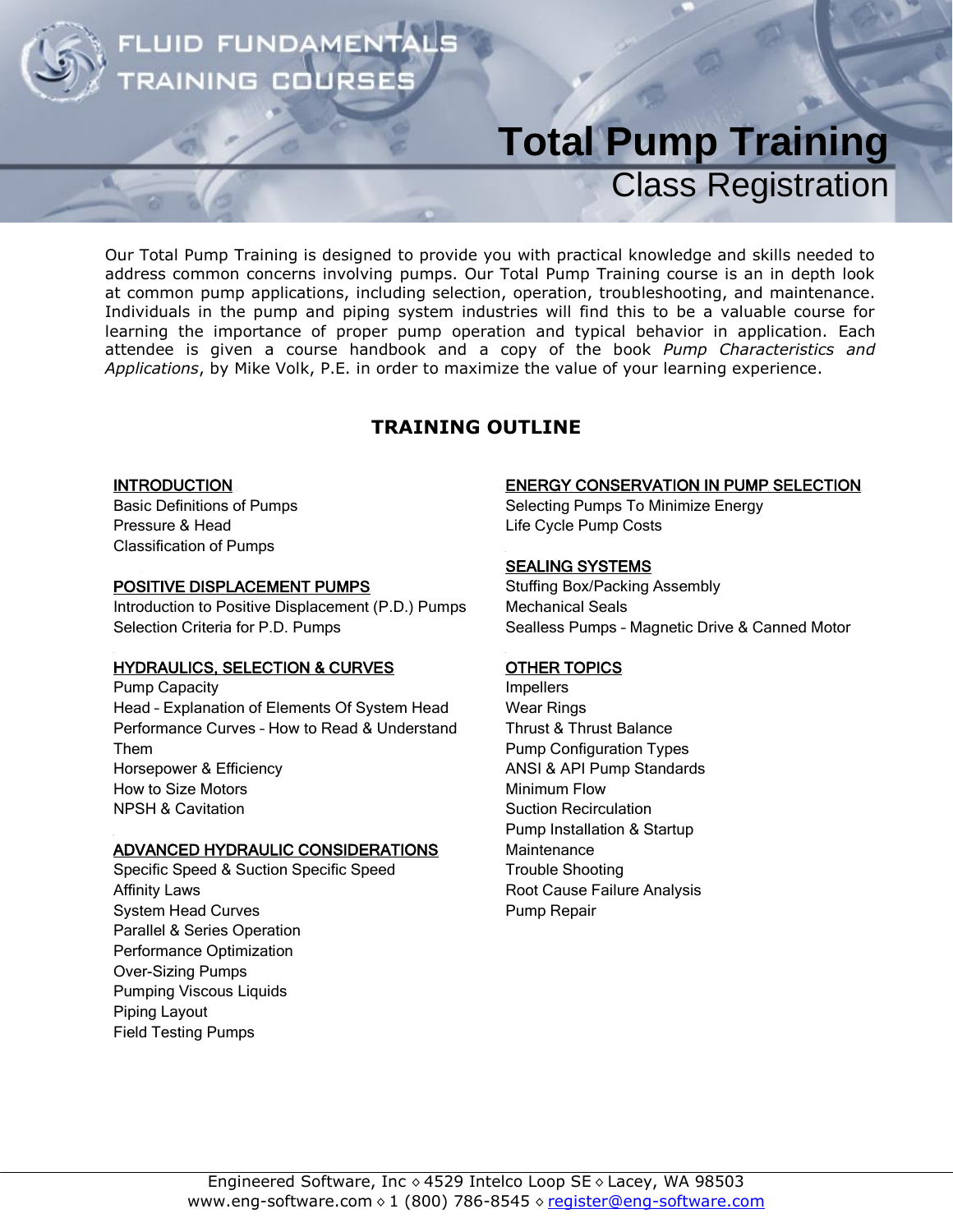FLUID FUNDAMENTALS TRAINING COURSES

# Total Pump Training

## Class Registration

Our Total Pump Training is designed to provide you with practical knowledge and skills needed to address common concerns involving pumps. Our Total Pump Training course is an in depth look at common pump applications, including selection, operation, troubleshooting, and maintenance. Individuals in the pump and piping system industries will find this to be a valuable course for learning the importance of proper pump operation and typical behavior in application. Each attendee is given a course handbook and a copy of the book *Pump Characteristics and Applications*, by Mike Volk, P.E. in order to maximize the value of your learning experience.

### TRAINING OUTLINE

**INTRODUCTION**

Basic Definitions of Pumps
Pressure & Head
Classification of Pumps

**POSITIVE DISPLACEMENT PUMPS**

Introduction to Positive Displacement (P.D.) Pumps
Selection Criteria for P.D. Pumps

**HYDRAULICS, SELECTION & CURVES**

Pump Capacity
Head – Explanation of Elements Of System Head
Performance Curves – How to Read & Understand Them
Horsepower & Efficiency
How to Size Motors
NPSH & Cavitation

**ADVANCED HYDRAULIC CONSIDERATIONS**

Specific Speed & Suction Specific Speed
Affinity Laws
System Head Curves
Parallel & Series Operation
Performance Optimization
Over-Sizing Pumps
Pumping Viscous Liquids
Piping Layout
Field Testing Pumps

**ENERGY CONSERVATION IN PUMP SELECTION**

Selecting Pumps To Minimize Energy
Life Cycle Pump Costs

**SEALING SYSTEMS**

Stuffing Box/Packing Assembly
Mechanical Seals
Sealless Pumps – Magnetic Drive & Canned Motor

**OTHER TOPICS**

Impellers
Wear Rings
Thrust & Thrust Balance
Pump Configuration Types
ANSI & API Pump Standards
Minimum Flow
Suction Recirculation
Pump Installation & Startup
Maintenance
Trouble Shooting
Root Cause Failure Analysis
Pump Repair

Engineered Software, Inc ◇ 4529 Intelco Loop SE ◇ Lacey, WA 98503
www.eng-software.com ◇ 1 (800) 786-8545 ◇ register@eng-software.com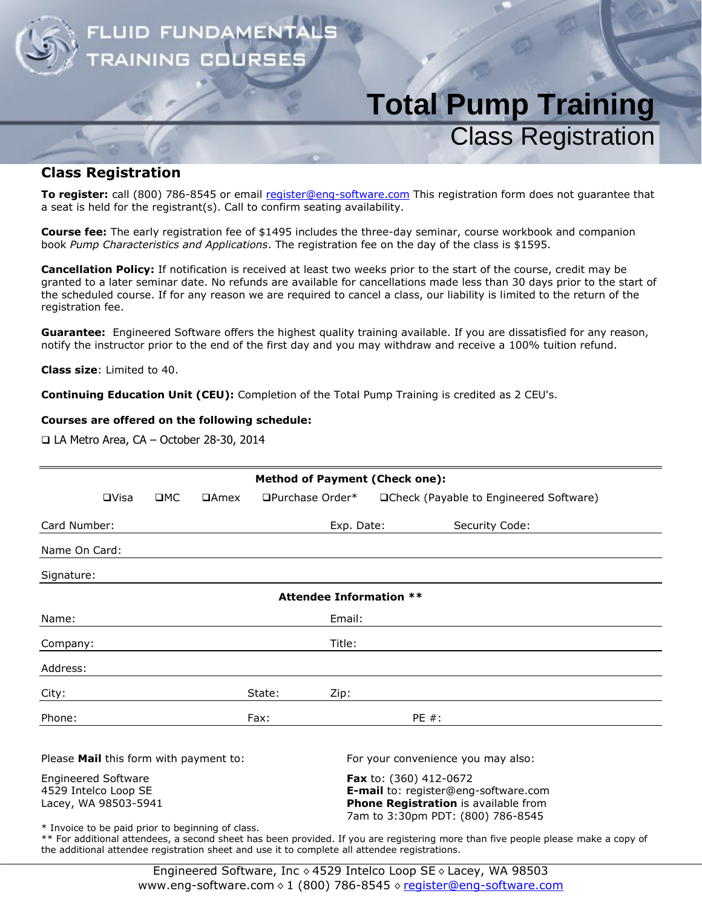FLUID FUNDAMENTALS
TRAINING COURSES

# Total Pump Training
Class Registration

## Class Registration

**To register:** call (800) 786-8545 or email register@eng-software.com This registration form does not guarantee that a seat is held for the registrant(s). Call to confirm seating availability.

**Course fee:** The early registration fee of $1495 includes the three-day seminar, course workbook and companion book *Pump Characteristics and Applications*. The registration fee on the day of the class is $1595.

**Cancellation Policy:** If notification is received at least two weeks prior to the start of the course, credit may be granted to a later seminar date. No refunds are available for cancellations made less than 30 days prior to the start of the scheduled course. If for any reason we are required to cancel a class, our liability is limited to the return of the registration fee.

**Guarantee:** Engineered Software offers the highest quality training available. If you are dissatisfied for any reason, notify the instructor prior to the end of the first day and you may withdraw and receive a 100% tuition refund.

**Class size**: Limited to 40.

**Continuing Education Unit (CEU):** Completion of the Total Pump Training is credited as 2 CEU's.

**Courses are offered on the following schedule:**

❑ LA Metro Area, CA – October 28-30, 2014

---

**Method of Payment (Check one):**

❑Visa ❑MC ❑Amex ❑Purchase Order* ❑Check (Payable to Engineered Software)

Card Number: Exp. Date: Security Code:

Name On Card:

Signature:

**Attendee Information \*\***

Name: Email:

Company: Title:

Address:

City: State: Zip:

Phone: Fax: PE #:

Please **Mail** this form with payment to:

Engineered Software
4529 Intelco Loop SE
Lacey, WA 98503-5941

For your convenience you may also:

**Fax** to: (360) 412-0672
**E-mail** to: register@eng-software.com
**Phone Registration** is available from 7am to 3:30pm PDT: (800) 786-8545

\* Invoice to be paid prior to beginning of class.
\*\* For additional attendees, a second sheet has been provided. If you are registering more than five people please make a copy of the additional attendee registration sheet and use it to complete all attendee registrations.

Engineered Software, Inc ◇ 4529 Intelco Loop SE ◇ Lacey, WA 98503
www.eng-software.com ◇ 1 (800) 786-8545 ◇ register@eng-software.com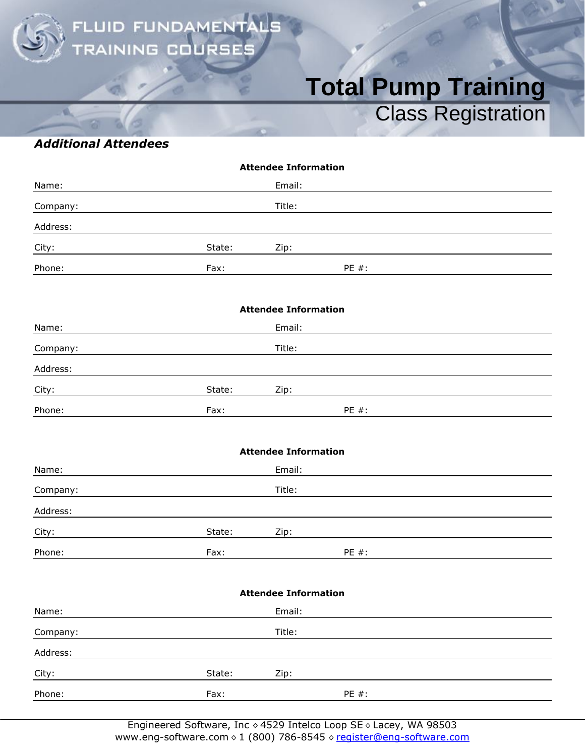FLUID FUNDAMENTALS TRAINING COURSES

# Total Pump Training

## Class Registration

### *Additional Attendees*

**Attendee Information**

Name: Email:

Company: Title:

Address:

City: State: Zip:

Phone: Fax: PE #:

**Attendee Information**

Name: Email:

Company: Title:

Address:

City: State: Zip:

Phone: Fax: PE #:

**Attendee Information**

Name: Email:

Company: Title:

Address:

City: State: Zip:

Phone: Fax: PE #:

**Attendee Information**

Name: Email:

Company: Title:

Address:

City: State: Zip:

Phone: Fax: PE #:

Engineered Software, Inc ◇ 4529 Intelco Loop SE ◇ Lacey, WA 98503
www.eng-software.com ◇ 1 (800) 786-8545 ◇ register@eng-software.com